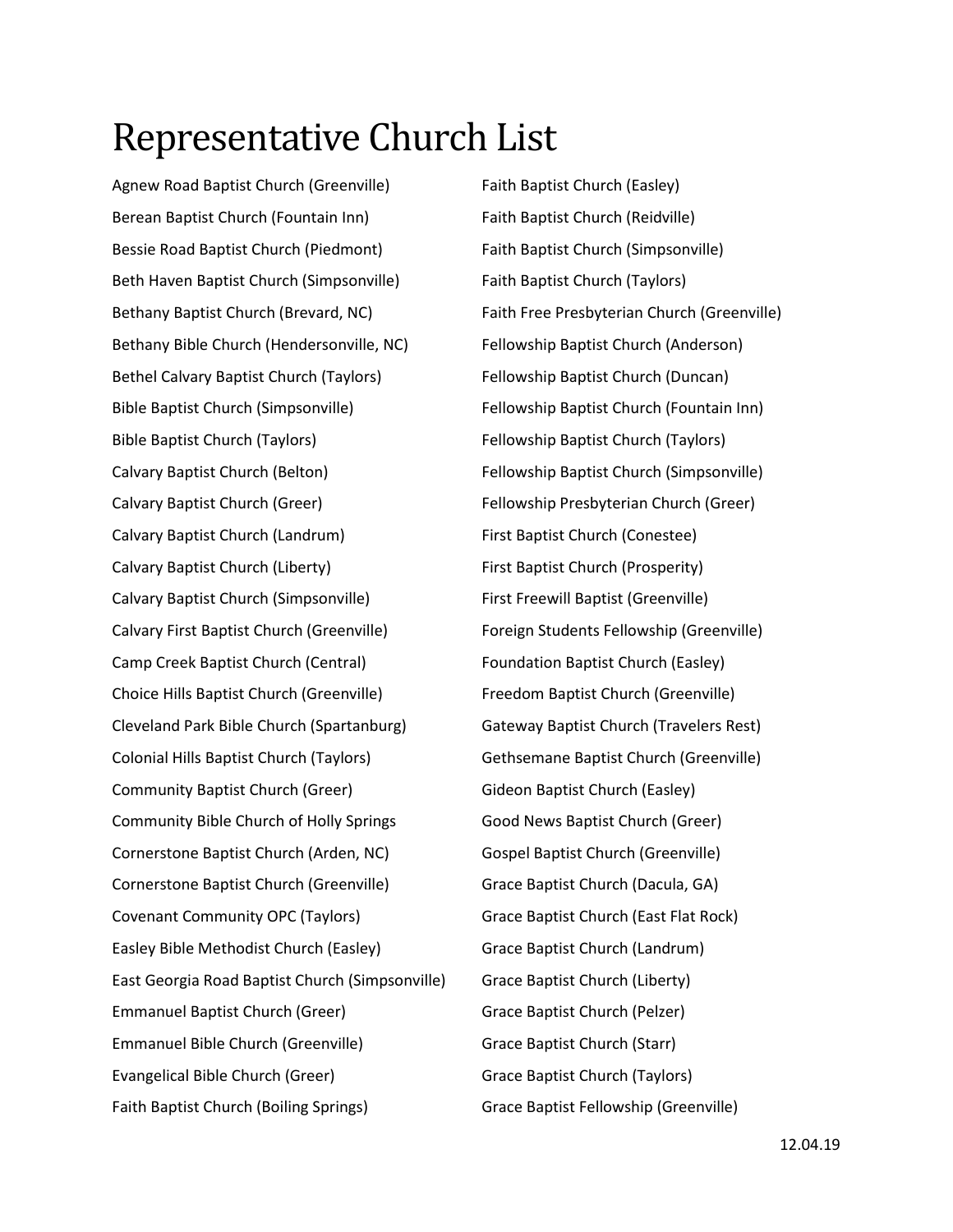# Representative Church List

Agnew Road Baptist Church (Greenville)
Berean Baptist Church (Fountain Inn)
Bessie Road Baptist Church (Piedmont)
Beth Haven Baptist Church (Simpsonville)
Bethany Baptist Church (Brevard, NC)
Bethany Bible Church (Hendersonville, NC)
Bethel Calvary Baptist Church (Taylors)
Bible Baptist Church (Simpsonville)
Bible Baptist Church (Taylors)
Calvary Baptist Church (Belton)
Calvary Baptist Church (Greer)
Calvary Baptist Church (Landrum)
Calvary Baptist Church (Liberty)
Calvary Baptist Church (Simpsonville)
Calvary First Baptist Church (Greenville)
Camp Creek Baptist Church (Central)
Choice Hills Baptist Church (Greenville)
Cleveland Park Bible Church (Spartanburg)
Colonial Hills Baptist Church (Taylors)
Community Baptist Church (Greer)
Community Bible Church of Holly Springs
Cornerstone Baptist Church (Arden, NC)
Cornerstone Baptist Church (Greenville)
Covenant Community OPC (Taylors)
Easley Bible Methodist Church (Easley)
East Georgia Road Baptist Church (Simpsonville)
Emmanuel Baptist Church (Greer)
Emmanuel Bible Church (Greenville)
Evangelical Bible Church (Greer)
Faith Baptist Church (Boiling Springs)
Faith Baptist Church (Easley)
Faith Baptist Church (Reidville)
Faith Baptist Church (Simpsonville)
Faith Baptist Church (Taylors)
Faith Free Presbyterian Church (Greenville)
Fellowship Baptist Church (Anderson)
Fellowship Baptist Church (Duncan)
Fellowship Baptist Church (Fountain Inn)
Fellowship Baptist Church (Taylors)
Fellowship Baptist Church (Simpsonville)
Fellowship Presbyterian Church (Greer)
First Baptist Church (Conestee)
First Baptist Church (Prosperity)
First Freewill Baptist (Greenville)
Foreign Students Fellowship (Greenville)
Foundation Baptist Church (Easley)
Freedom Baptist Church (Greenville)
Gateway Baptist Church (Travelers Rest)
Gethsemane Baptist Church (Greenville)
Gideon Baptist Church (Easley)
Good News Baptist Church (Greer)
Gospel Baptist Church (Greenville)
Grace Baptist Church (Dacula, GA)
Grace Baptist Church (East Flat Rock)
Grace Baptist Church (Landrum)
Grace Baptist Church (Liberty)
Grace Baptist Church (Pelzer)
Grace Baptist Church (Starr)
Grace Baptist Church (Taylors)
Grace Baptist Fellowship (Greenville)

12.04.19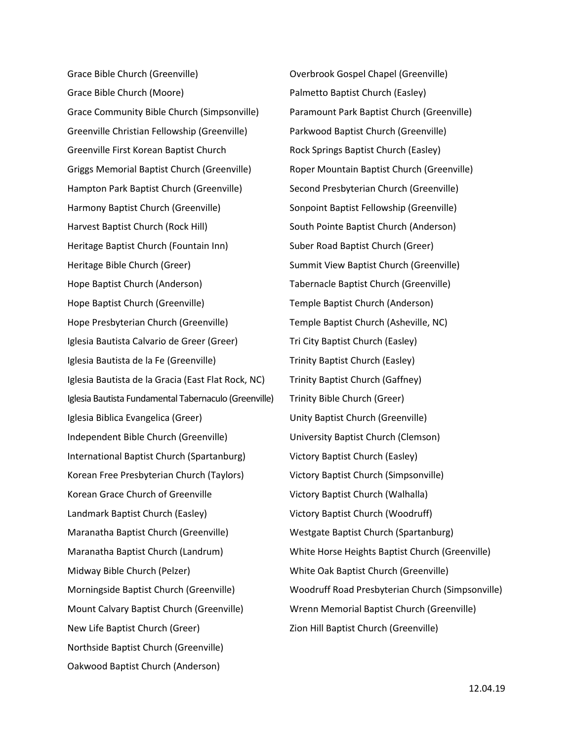Grace Bible Church (Greenville)
Grace Bible Church (Moore)
Grace Community Bible Church (Simpsonville)
Greenville Christian Fellowship (Greenville)
Greenville First Korean Baptist Church
Griggs Memorial Baptist Church (Greenville)
Hampton Park Baptist Church (Greenville)
Harmony Baptist Church (Greenville)
Harvest Baptist Church (Rock Hill)
Heritage Baptist Church (Fountain Inn)
Heritage Bible Church (Greer)
Hope Baptist Church (Anderson)
Hope Baptist Church (Greenville)
Hope Presbyterian Church (Greenville)
Iglesia Bautista Calvario de Greer (Greer)
Iglesia Bautista de la Fe (Greenville)
Iglesia Bautista de la Gracia (East Flat Rock, NC)
Iglesia Bautista Fundamental Tabernaculo (Greenville)
Iglesia Biblica Evangelica (Greer)
Independent Bible Church (Greenville)
International Baptist Church (Spartanburg)
Korean Free Presbyterian Church (Taylors)
Korean Grace Church of Greenville
Landmark Baptist Church (Easley)
Maranatha Baptist Church (Greenville)
Maranatha Baptist Church (Landrum)
Midway Bible Church (Pelzer)
Morningside Baptist Church (Greenville)
Mount Calvary Baptist Church (Greenville)
New Life Baptist Church (Greer)
Northside Baptist Church (Greenville)
Oakwood Baptist Church (Anderson)
Overbrook Gospel Chapel (Greenville)
Palmetto Baptist Church (Easley)
Paramount Park Baptist Church (Greenville)
Parkwood Baptist Church (Greenville)
Rock Springs Baptist Church (Easley)
Roper Mountain Baptist Church (Greenville)
Second Presbyterian Church (Greenville)
Sonpoint Baptist Fellowship (Greenville)
South Pointe Baptist Church (Anderson)
Suber Road Baptist Church (Greer)
Summit View Baptist Church (Greenville)
Tabernacle Baptist Church (Greenville)
Temple Baptist Church (Anderson)
Temple Baptist Church (Asheville, NC)
Tri City Baptist Church (Easley)
Trinity Baptist Church (Easley)
Trinity Baptist Church (Gaffney)
Trinity Bible Church (Greer)
Unity Baptist Church (Greenville)
University Baptist Church (Clemson)
Victory Baptist Church (Easley)
Victory Baptist Church (Simpsonville)
Victory Baptist Church (Walhalla)
Victory Baptist Church (Woodruff)
Westgate Baptist Church (Spartanburg)
White Horse Heights Baptist Church (Greenville)
White Oak Baptist Church (Greenville)
Woodruff Road Presbyterian Church (Simpsonville)
Wrenn Memorial Baptist Church (Greenville)
Zion Hill Baptist Church (Greenville)

12.04.19